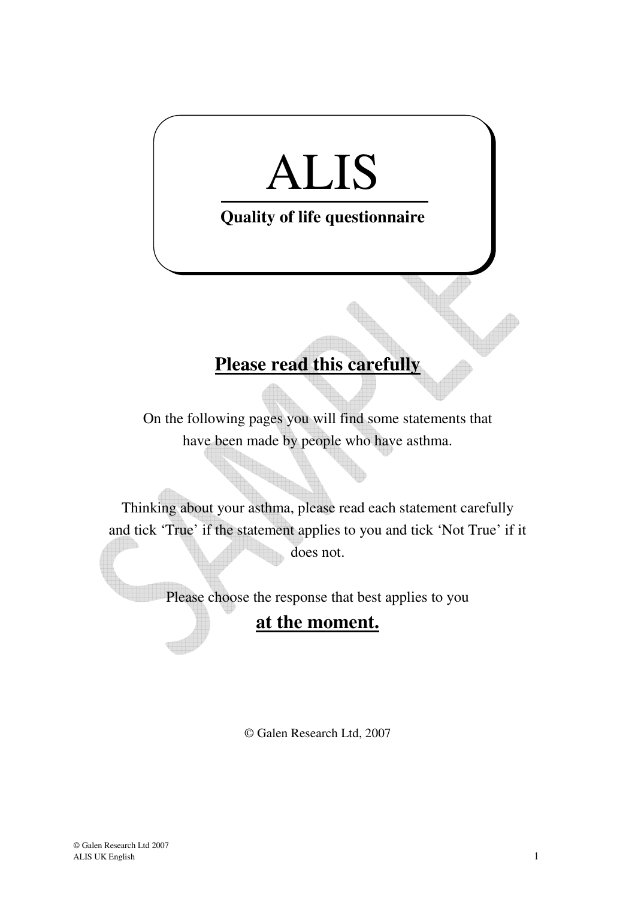# ALIS

**Quality of life questionnaire**

## Please read this carefully

On the following pages you will find some statements that have been made by people who have asthma.

Thinking about your asthma, please read each statement carefully and tick 'True' if the statement applies to you and tick 'Not True' if it does not.

Please choose the response that best applies to you

**at the moment.**

© Galen Research Ltd, 2007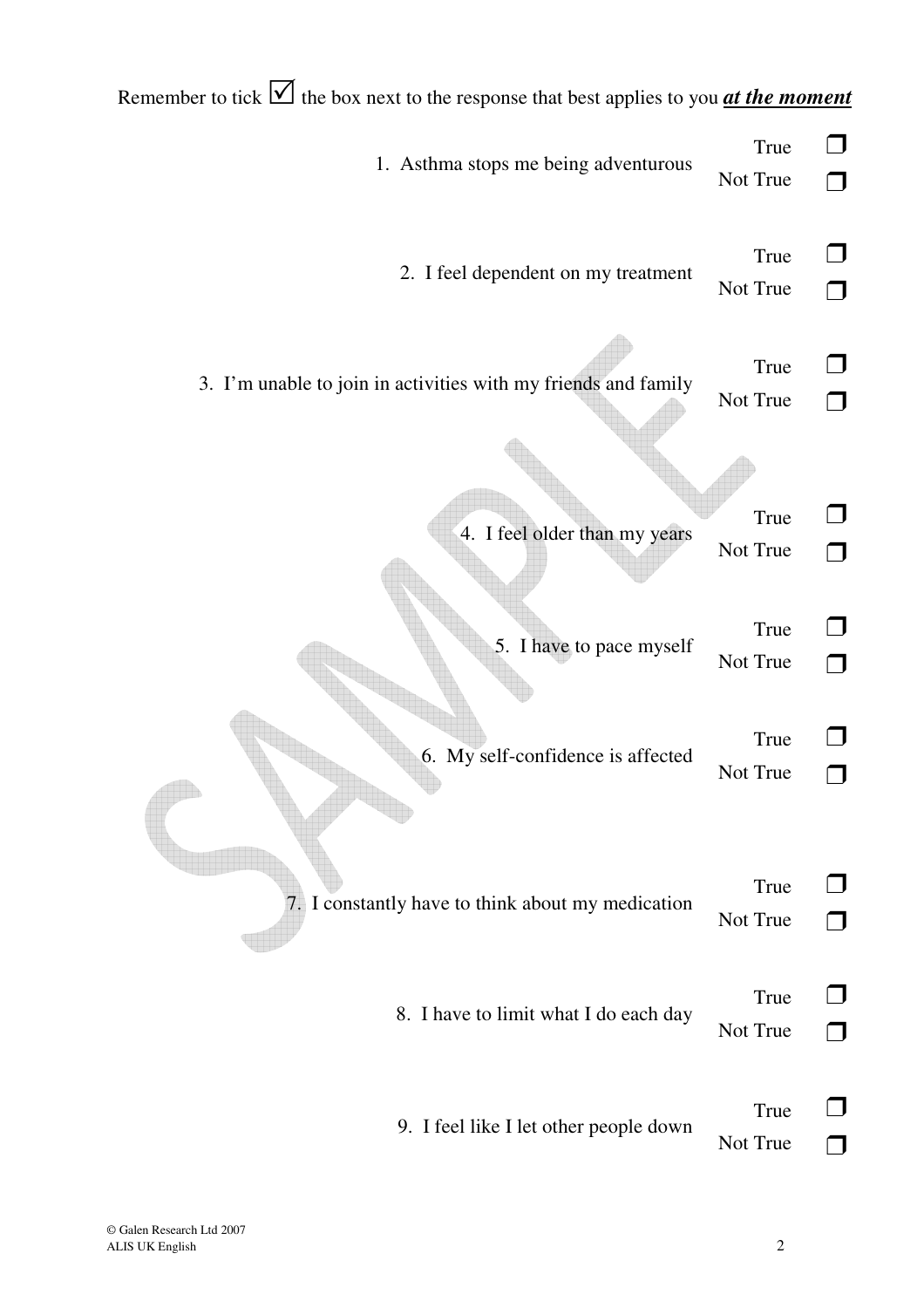Remember to tick ☑ the box next to the response that best applies to you ***at the moment***

| | | |
|---|---|---|
| 1. Asthma stops me being adventurous | True | ❐ |
| | Not True | ❐ |
| 2. I feel dependent on my treatment | True | ❐ |
| | Not True | ❐ |
| 3. I'm unable to join in activities with my friends and family | True | ❐ |
| | Not True | ❐ |
| 4. I feel older than my years | True | ❐ |
| | Not True | ❐ |
| 5. I have to pace myself | True | ❐ |
| | Not True | ❐ |
| 6. My self-confidence is affected | True | ❐ |
| | Not True | ❐ |
| 7. I constantly have to think about my medication | True | ❐ |
| | Not True | ❐ |
| 8. I have to limit what I do each day | True | ❐ |
| | Not True | ❐ |
| 9. I feel like I let other people down | True | ❐ |
| | Not True | ❐ |

© Galen Research Ltd 2007
ALIS UK English